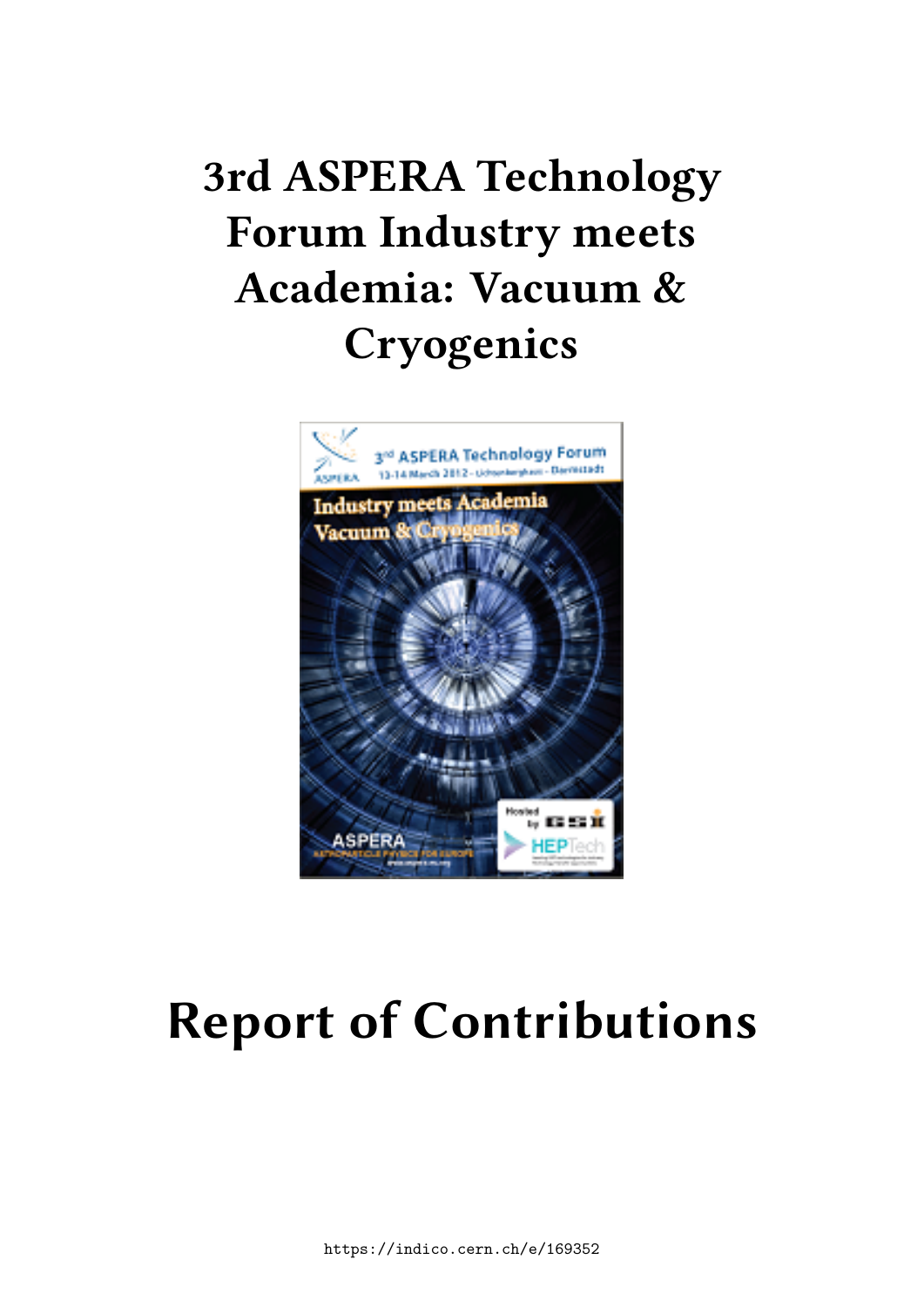# 3rd ASPERA Technology Forum Industry meets Academia: Vacuum & Cryogenics

# Report of Contributions

https://indico.cern.ch/e/169352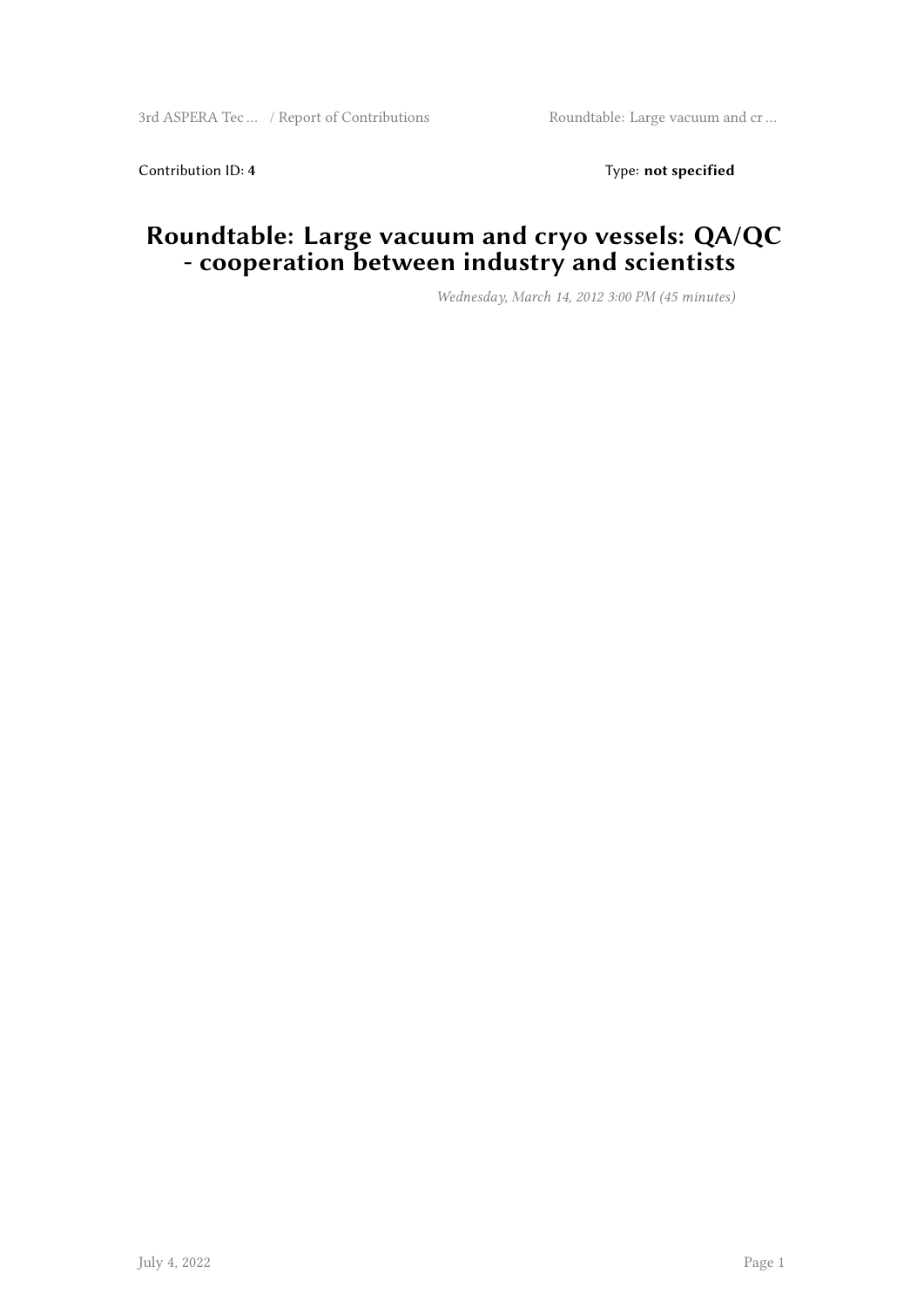Contribution ID: 4 Type: **not specified**

# Roundtable: Large vacuum and cryo vessels: QA/QC - cooperation between industry and scientists

*Wednesday, March 14, 2012 3:00 PM (45 minutes)*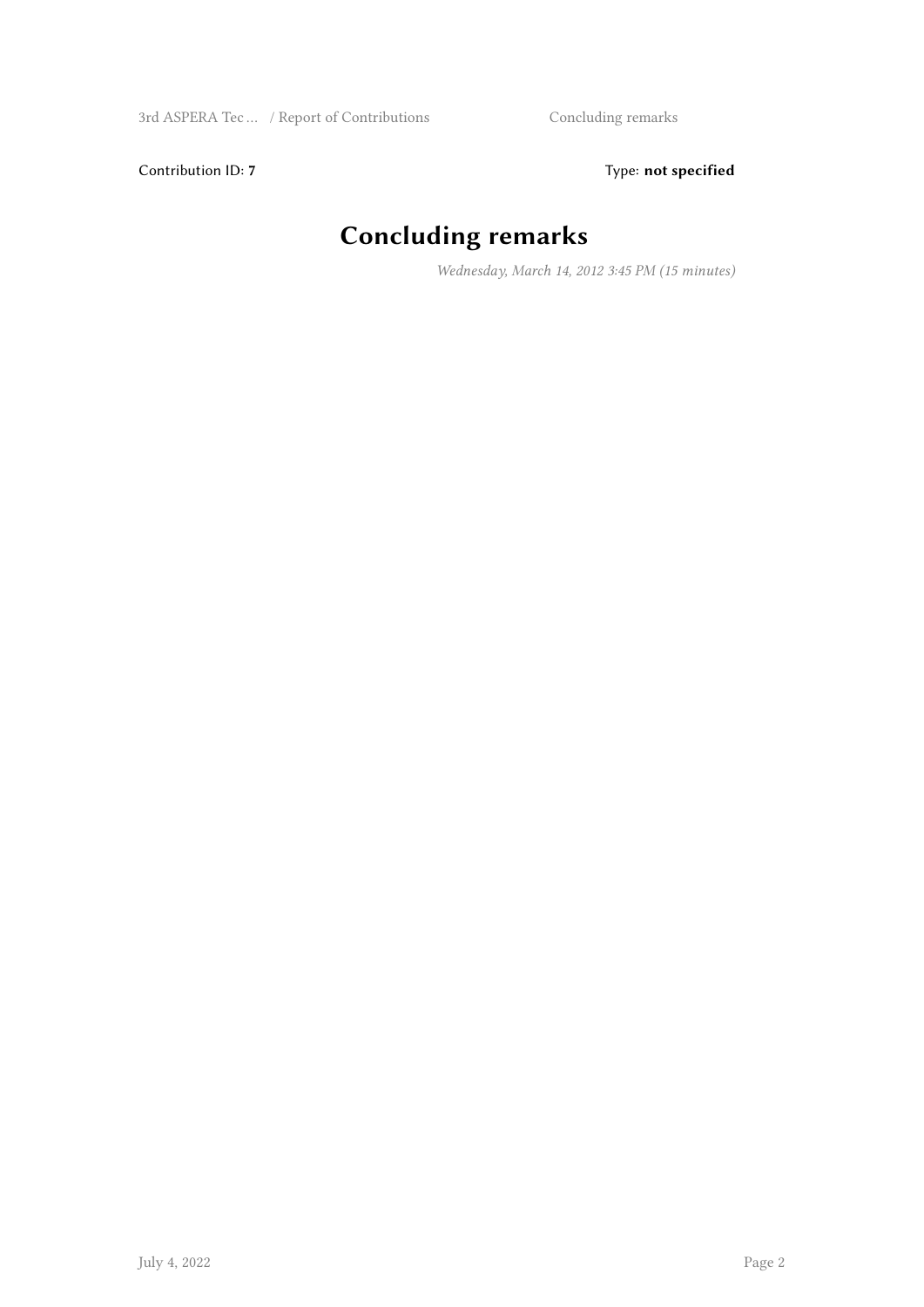Contribution ID: **7**

Type: **not specified**

# Concluding remarks

*Wednesday, March 14, 2012 3:45 PM (15 minutes)*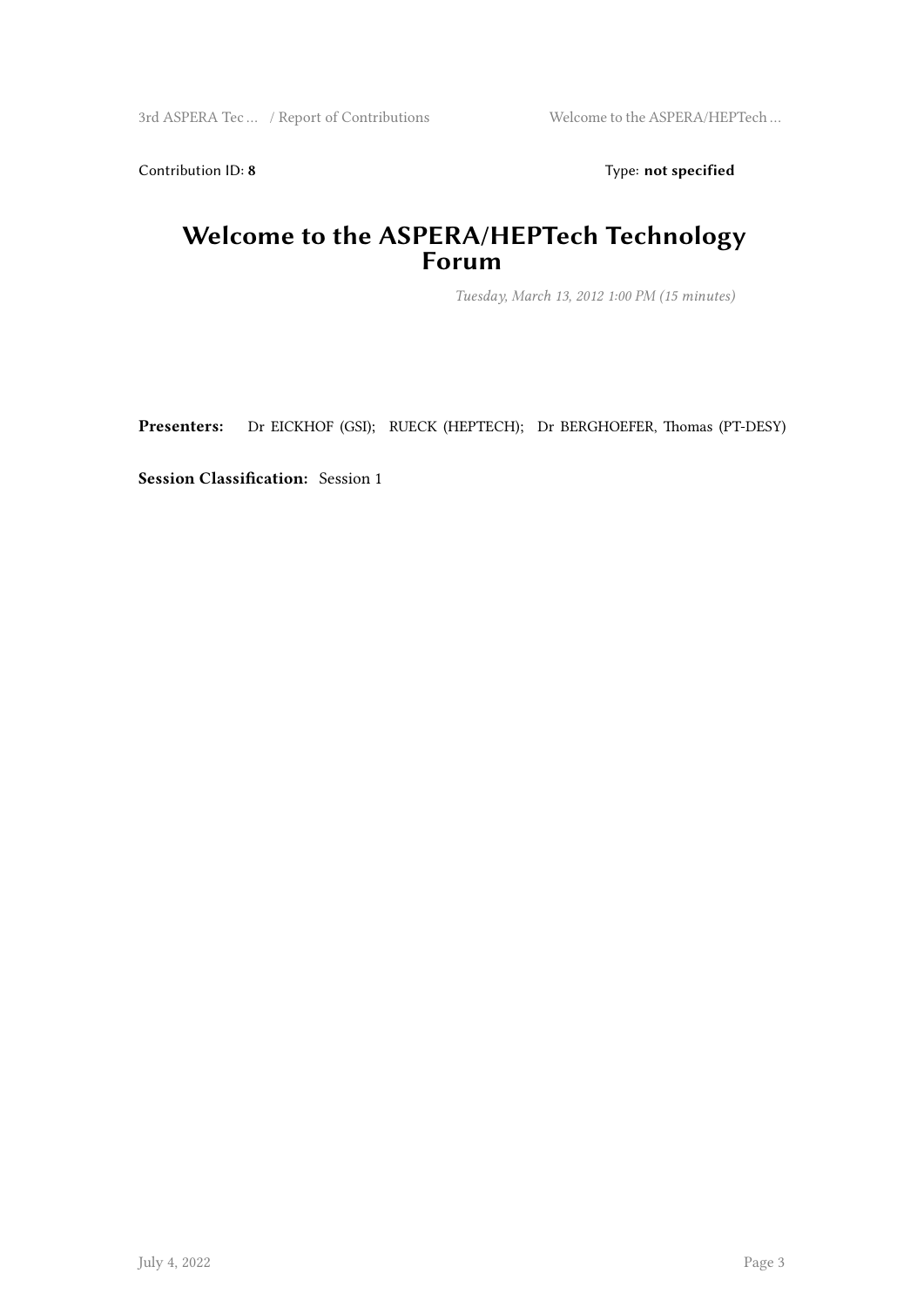Contribution ID: **8** Type: **not specified**

# Welcome to the ASPERA/HEPTech Technology Forum

*Tuesday, March 13, 2012 1:00 PM (15 minutes)*

**Presenters:** Dr EICKHOF (GSI); RUECK (HEPTECH); Dr BERGHOEFER, Thomas (PT-DESY)

**Session Classification:** Session 1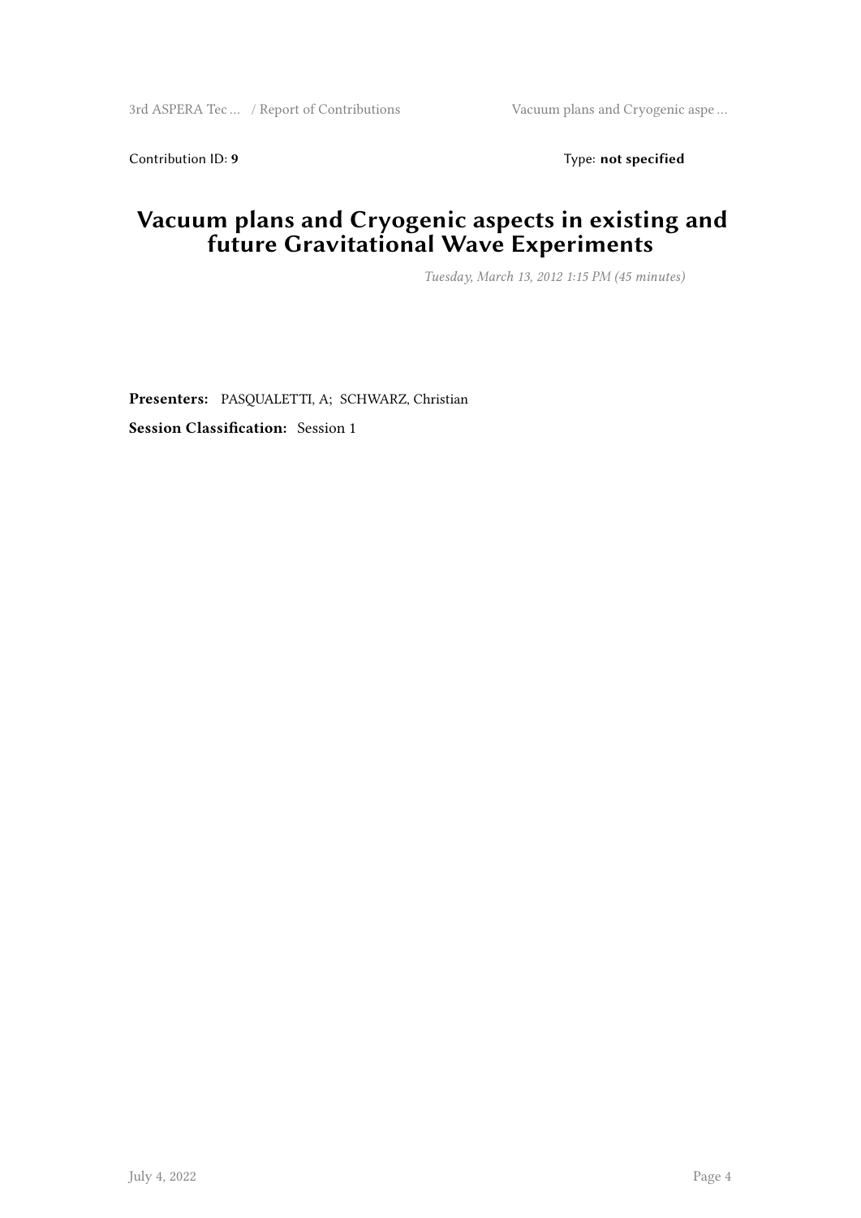Contribution ID: **9** Type: **not specified**

# Vacuum plans and Cryogenic aspects in existing and future Gravitational Wave Experiments

*Tuesday, March 13, 2012 1:15 PM (45 minutes)*

**Presenters:** PASQUALETTI, A; SCHWARZ, Christian

**Session Classification:** Session 1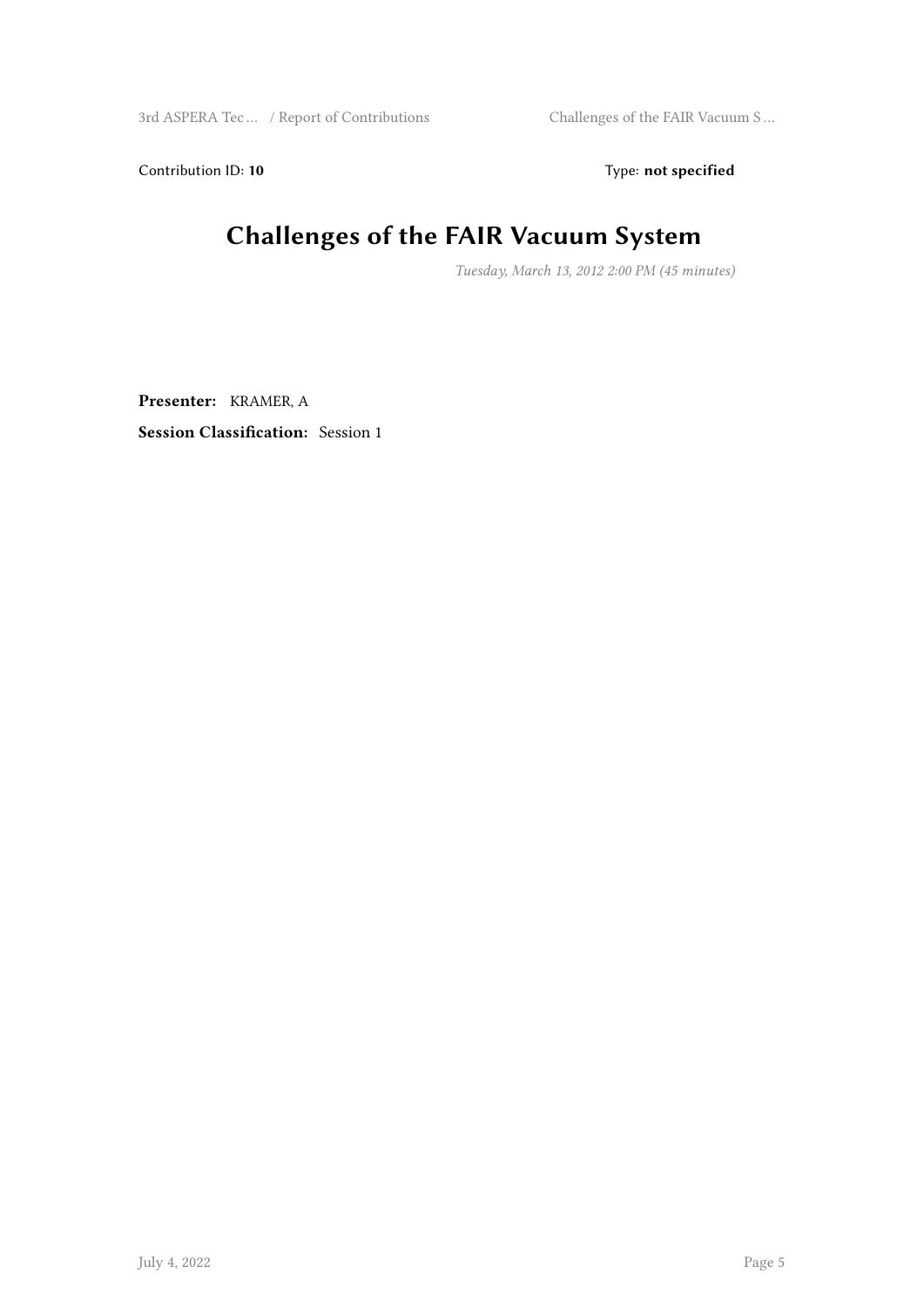Contribution ID: **10** Type: **not specified**

# Challenges of the FAIR Vacuum System

*Tuesday, March 13, 2012 2:00 PM (45 minutes)*

**Presenter:** KRAMER, A

**Session Classification:** Session 1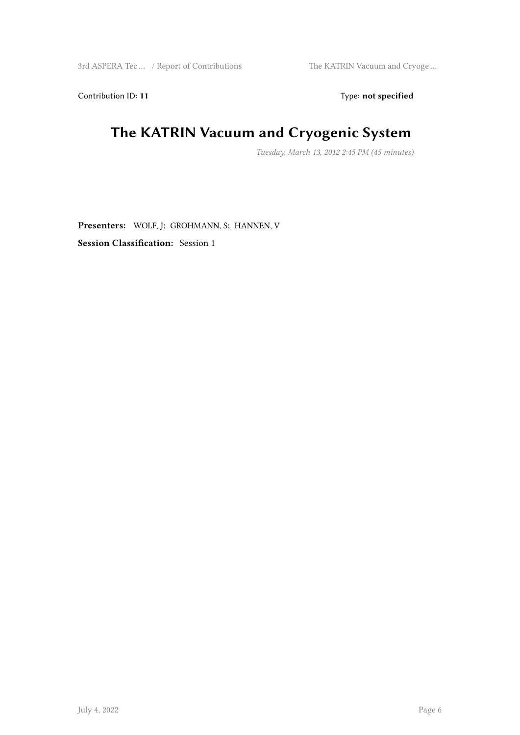Contribution ID: **11** Type: **not specified**

# The KATRIN Vacuum and Cryogenic System

*Tuesday, March 13, 2012 2:45 PM (45 minutes)*

**Presenters:** WOLF, J; GROHMANN, S; HANNEN, V

**Session Classification:** Session 1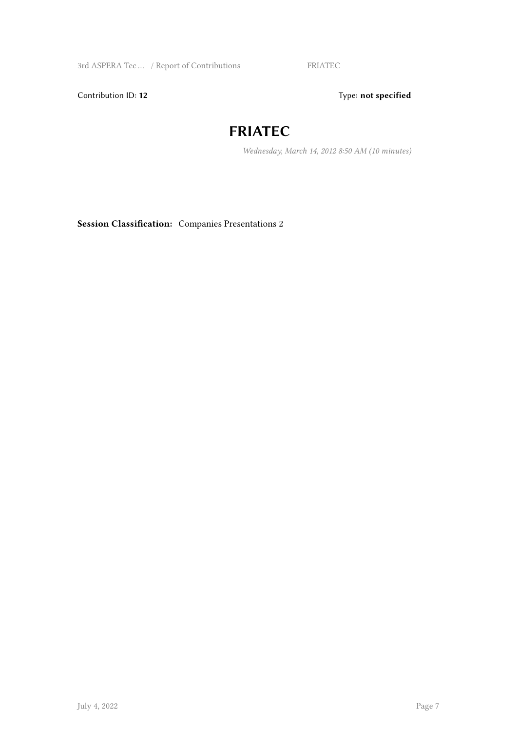Contribution ID: **12** Type: **not specified**

# FRIATEC

*Wednesday, March 14, 2012 8:50 AM (10 minutes)*

**Session Classification:** Companies Presentations 2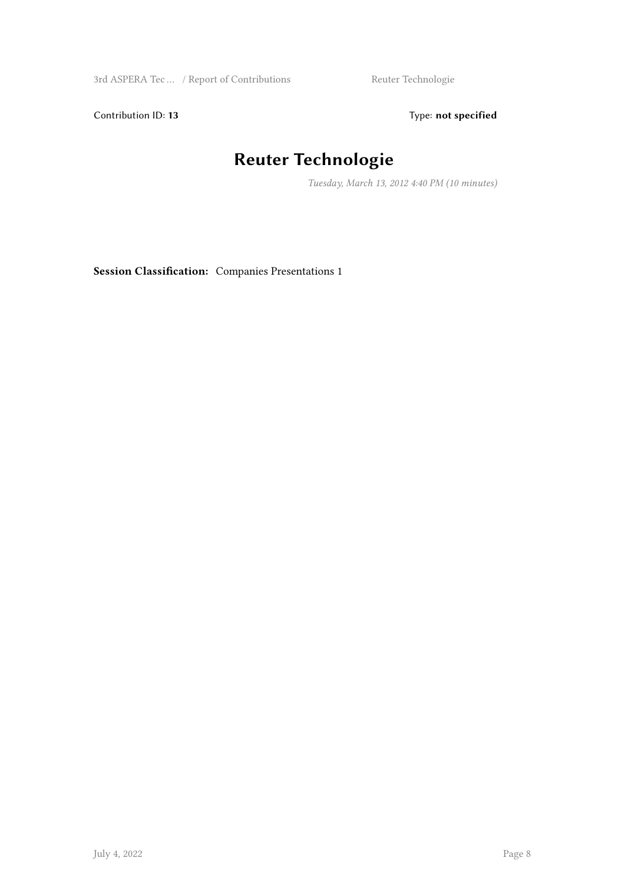Contribution ID: **13** Type: **not specified**

# Reuter Technologie

*Tuesday, March 13, 2012 4:40 PM (10 minutes)*

**Session Classification:** Companies Presentations 1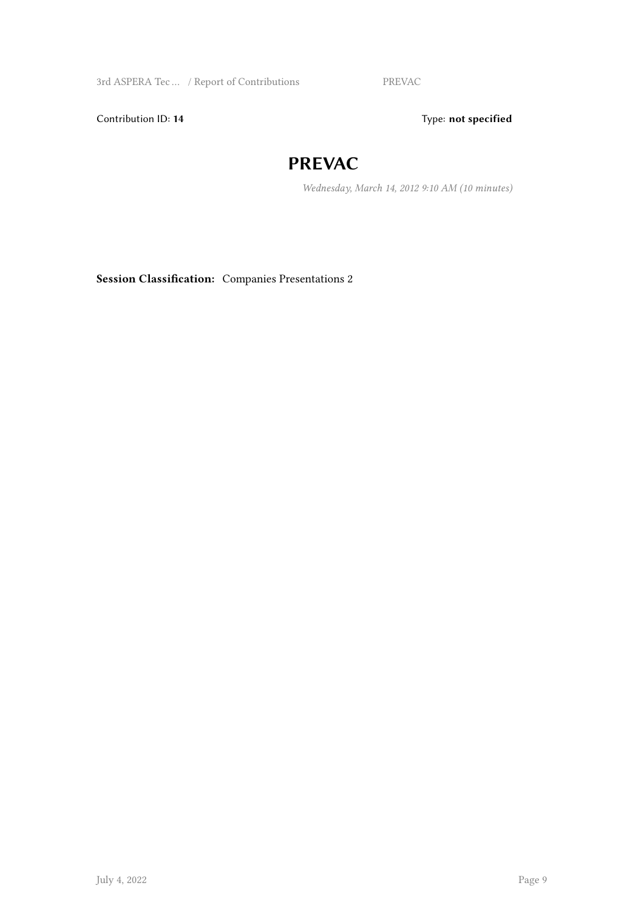Contribution ID: **14** Type: **not specified**

# PREVAC

*Wednesday, March 14, 2012 9:10 AM (10 minutes)*

**Session Classification:** Companies Presentations 2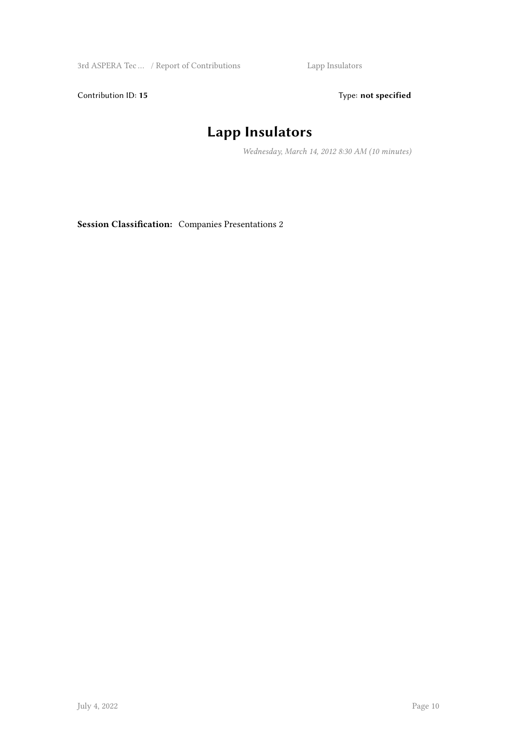Contribution ID: **15** Type: **not specified**

# Lapp Insulators

*Wednesday, March 14, 2012 8:30 AM (10 minutes)*

**Session Classification:** Companies Presentations 2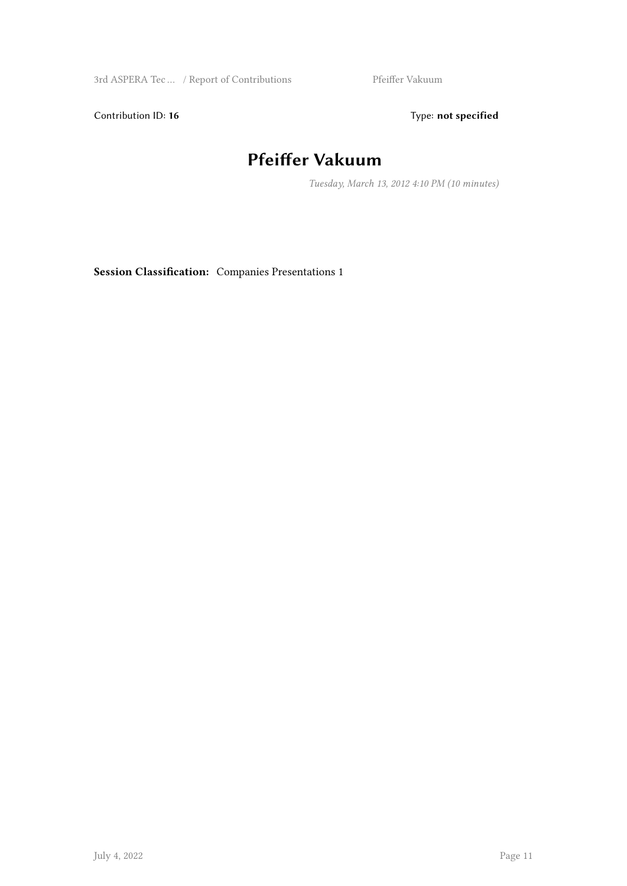Contribution ID: **16**

Type: **not specified**

# Pfeiffer Vakuum

*Tuesday, March 13, 2012 4:10 PM (10 minutes)*

**Session Classification:** Companies Presentations 1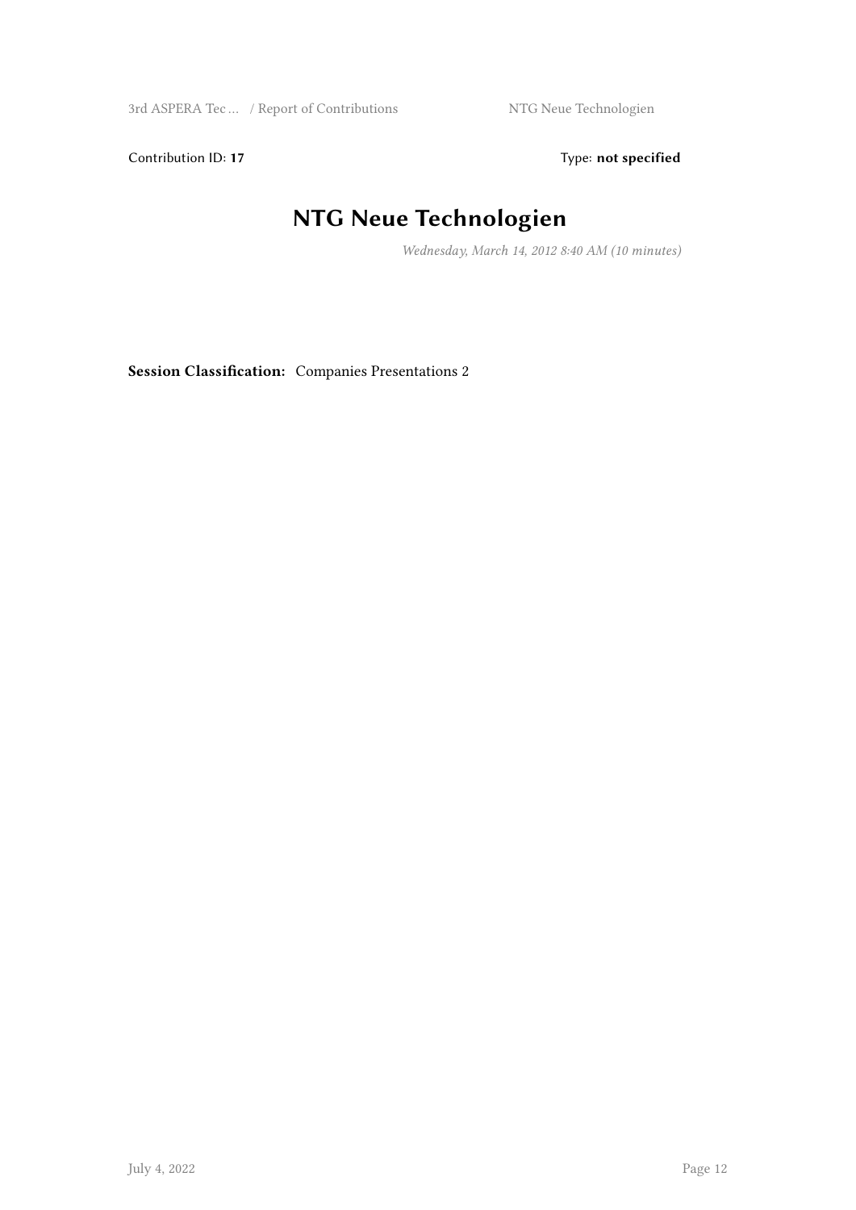Contribution ID: **17** Type: **not specified**

# NTG Neue Technologien

*Wednesday, March 14, 2012 8:40 AM (10 minutes)*

**Session Classification:** Companies Presentations 2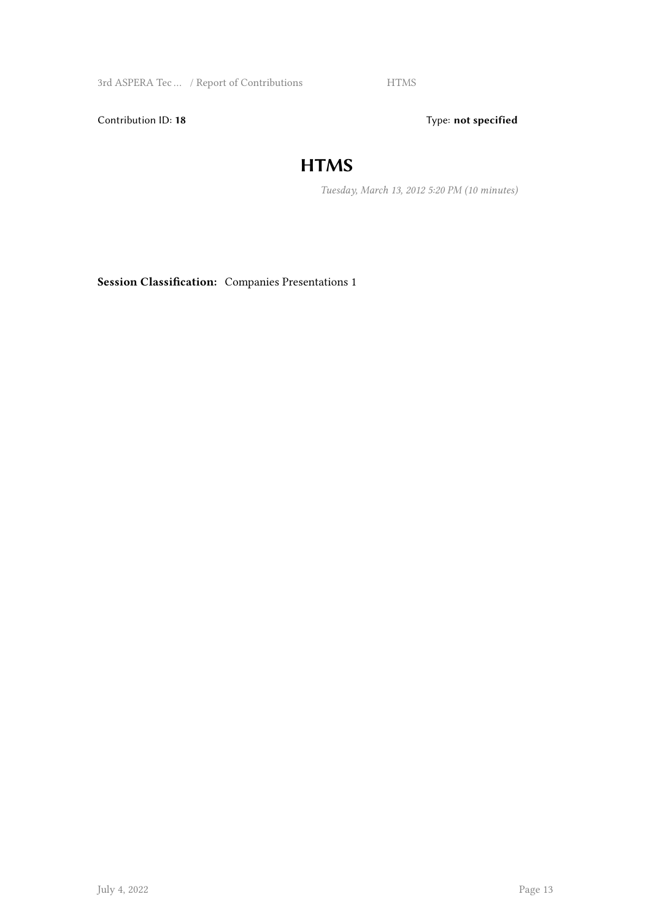Contribution ID: **18** Type: **not specified**

# HTMS

*Tuesday, March 13, 2012 5:20 PM (10 minutes)*

**Session Classification:** Companies Presentations 1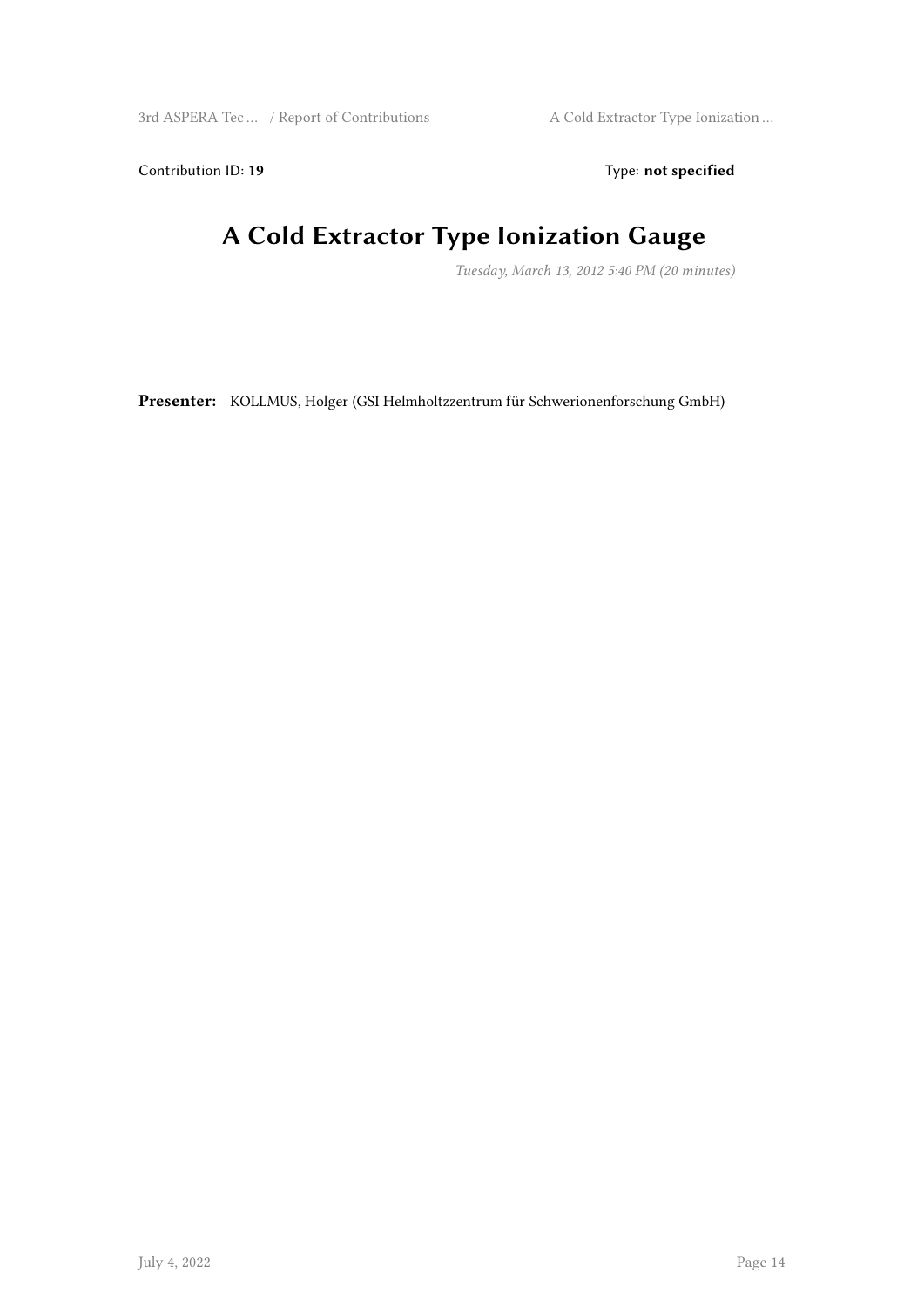Contribution ID: **19** Type: **not specified**

# A Cold Extractor Type Ionization Gauge

*Tuesday, March 13, 2012 5:40 PM (20 minutes)*

**Presenter:** KOLLMUS, Holger (GSI Helmholtzzentrum für Schwerionenforschung GmbH)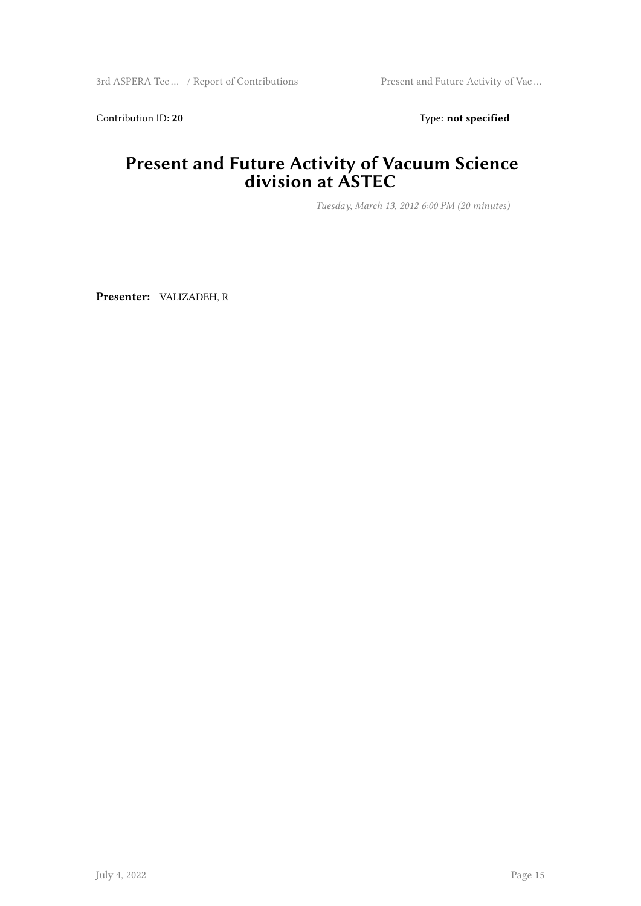Contribution ID: **20** Type: **not specified**

# Present and Future Activity of Vacuum Science division at ASTEC

*Tuesday, March 13, 2012 6:00 PM (20 minutes)*

**Presenter:** VALIZADEH, R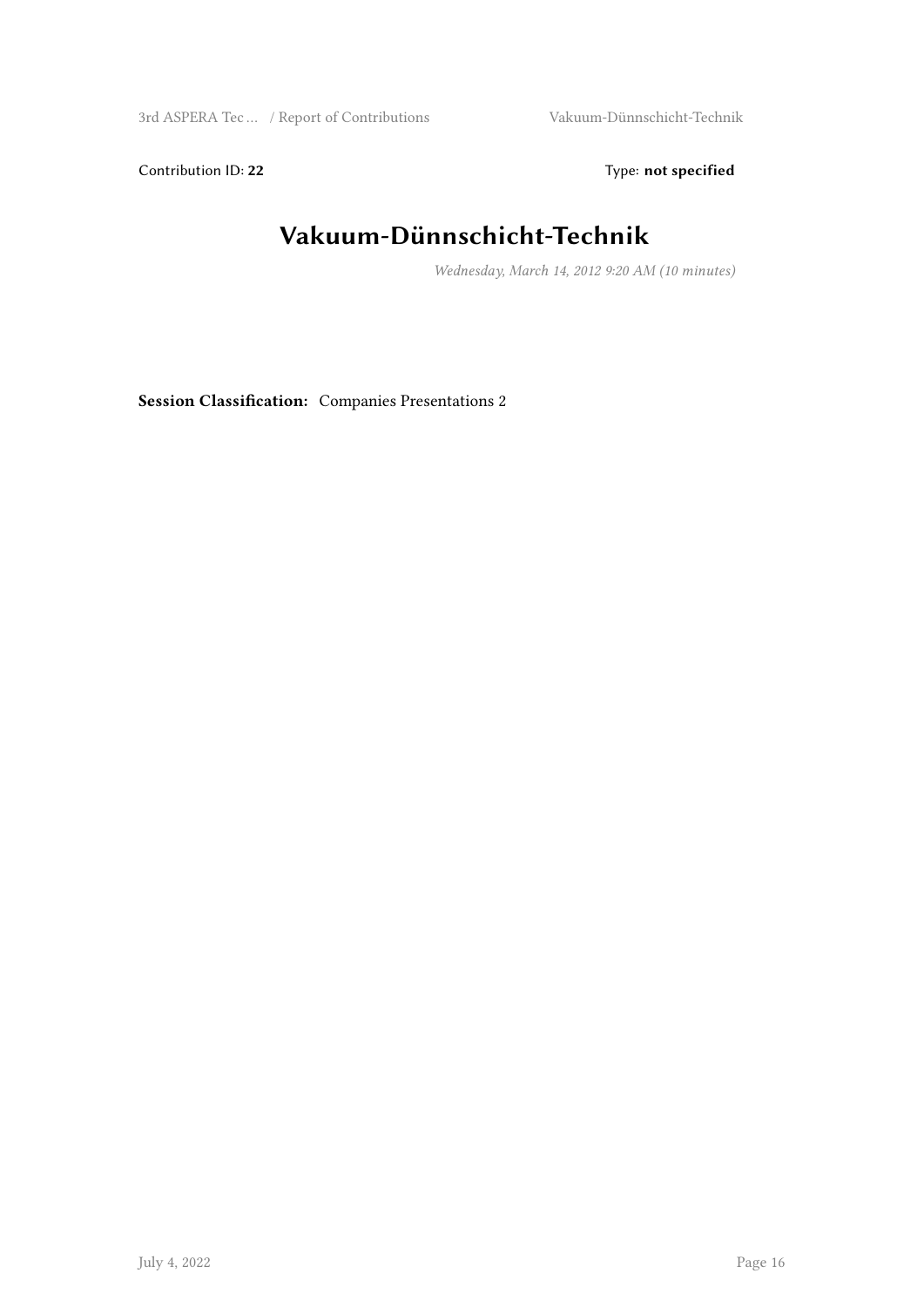Contribution ID: **22** Type: **not specified**

# Vakuum-Dünnschicht-Technik

*Wednesday, March 14, 2012 9:20 AM (10 minutes)*

**Session Classification:** Companies Presentations 2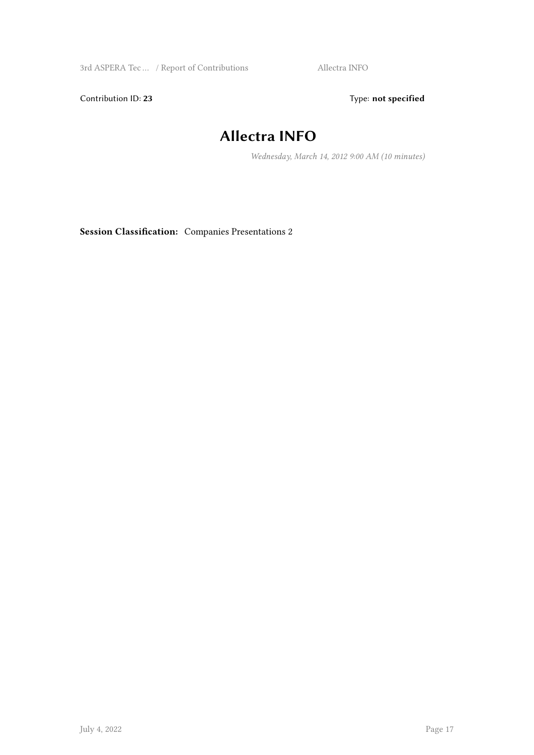Contribution ID: **23**

Type: **not specified**

# Allectra INFO

*Wednesday, March 14, 2012 9:00 AM (10 minutes)*

**Session Classification:** Companies Presentations 2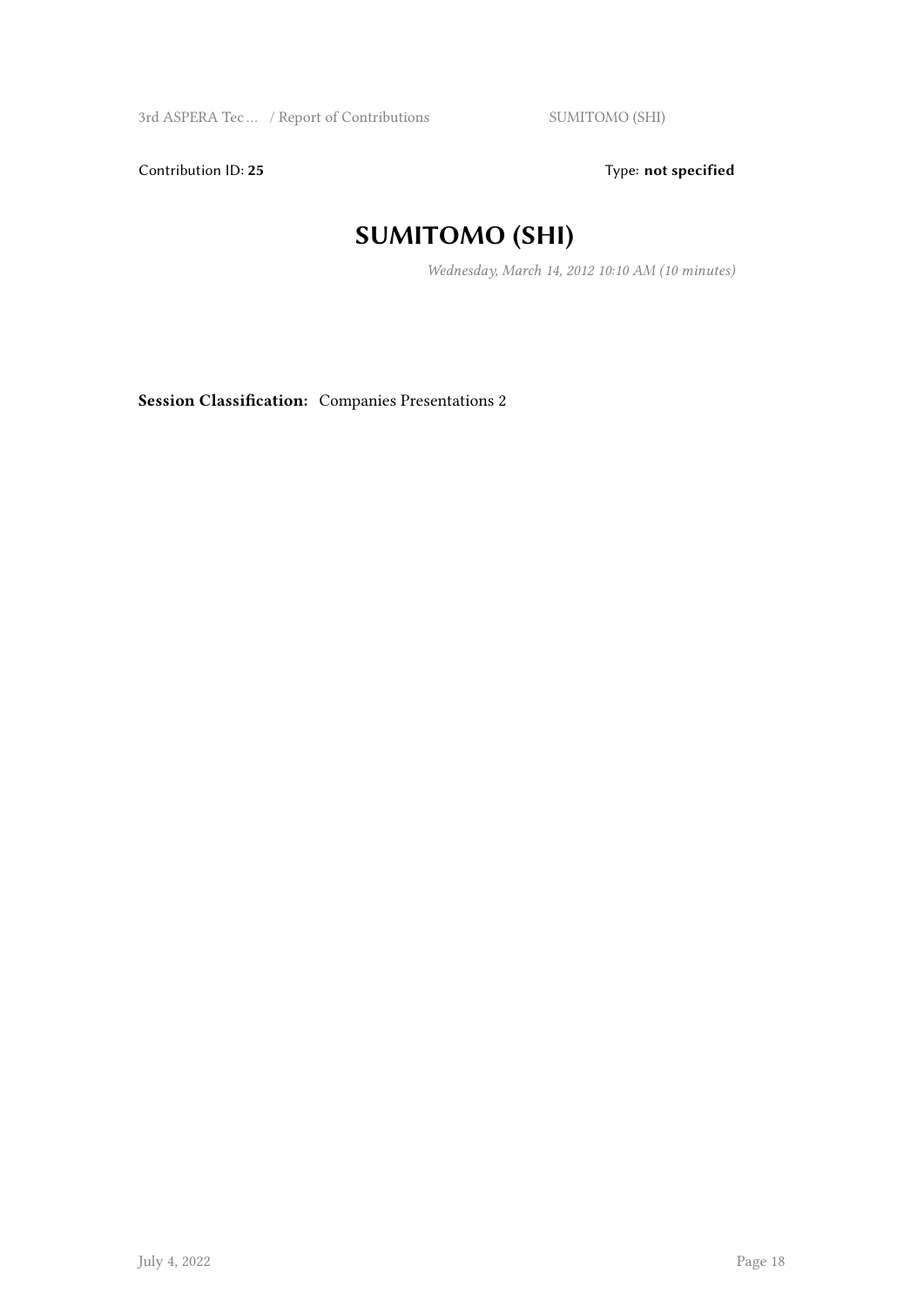Contribution ID: **25** Type: **not specified**

# SUMITOMO (SHI)

*Wednesday, March 14, 2012 10:10 AM (10 minutes)*

**Session Classification:** Companies Presentations 2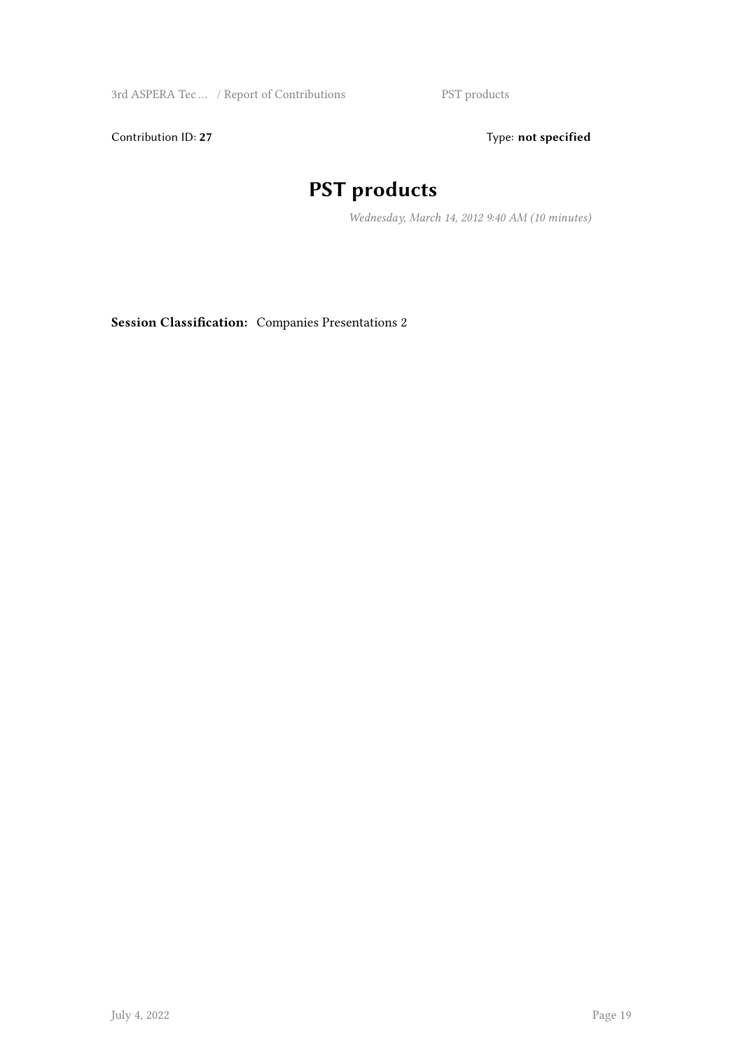Contribution ID: **27**

Type: **not specified**

# PST products

*Wednesday, March 14, 2012 9:40 AM (10 minutes)*

**Session Classification:** Companies Presentations 2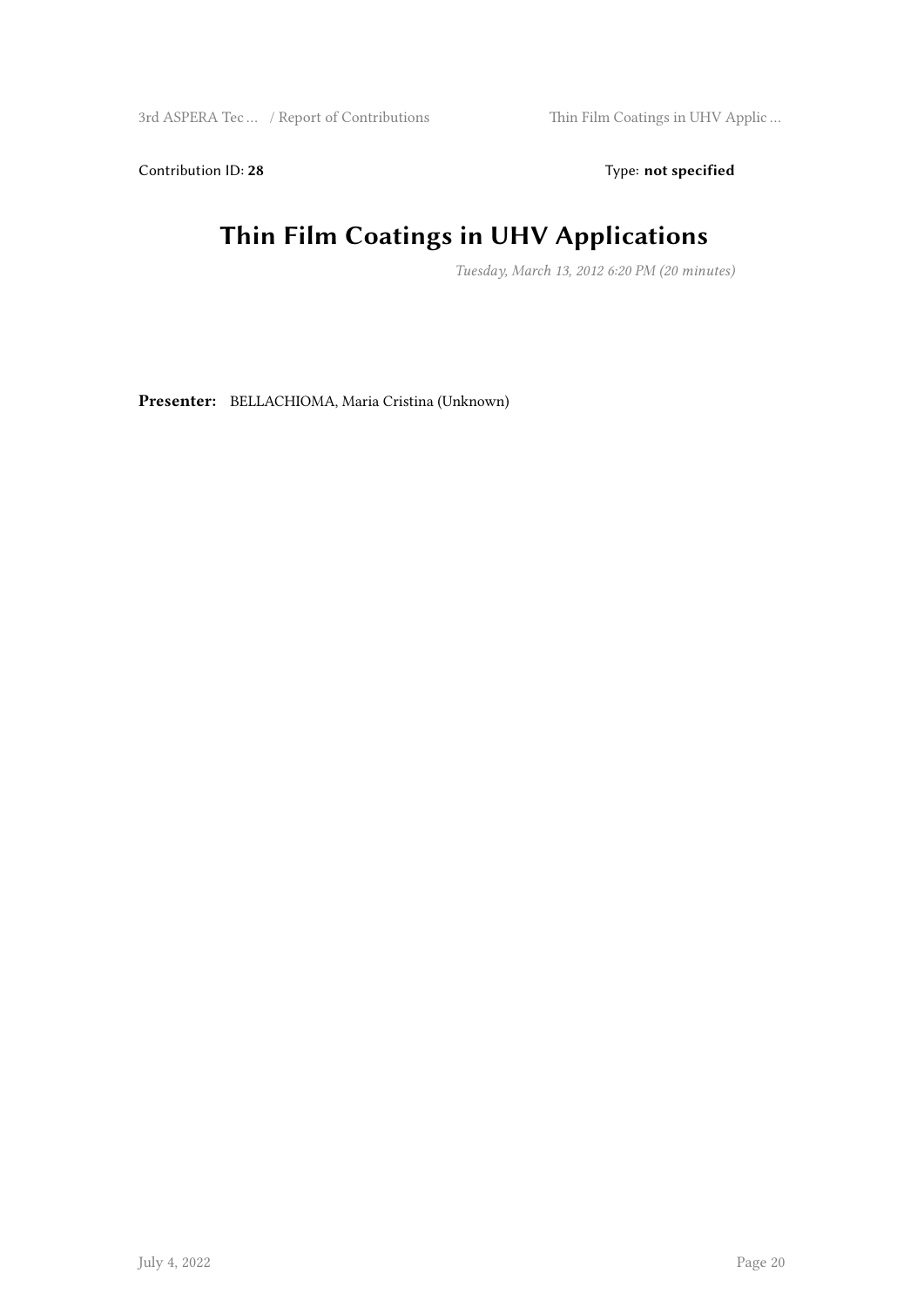Contribution ID: **28** Type: **not specified**

# Thin Film Coatings in UHV Applications

*Tuesday, March 13, 2012 6:20 PM (20 minutes)*

**Presenter:** BELLACHIOMA, Maria Cristina (Unknown)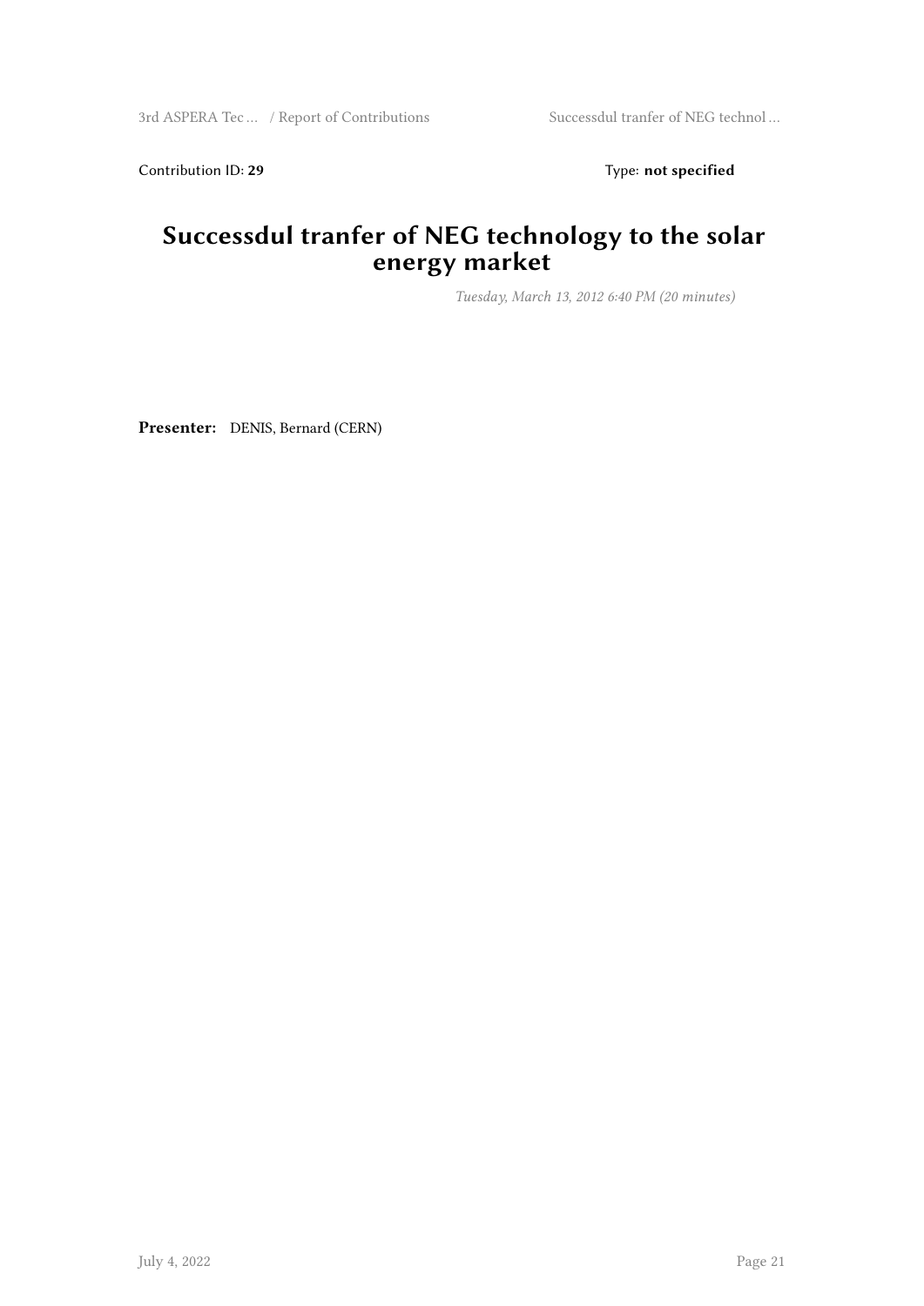Contribution ID: **29** Type: **not specified**

# Successdul tranfer of NEG technology to the solar energy market

*Tuesday, March 13, 2012 6:40 PM (20 minutes)*

**Presenter:** DENIS, Bernard (CERN)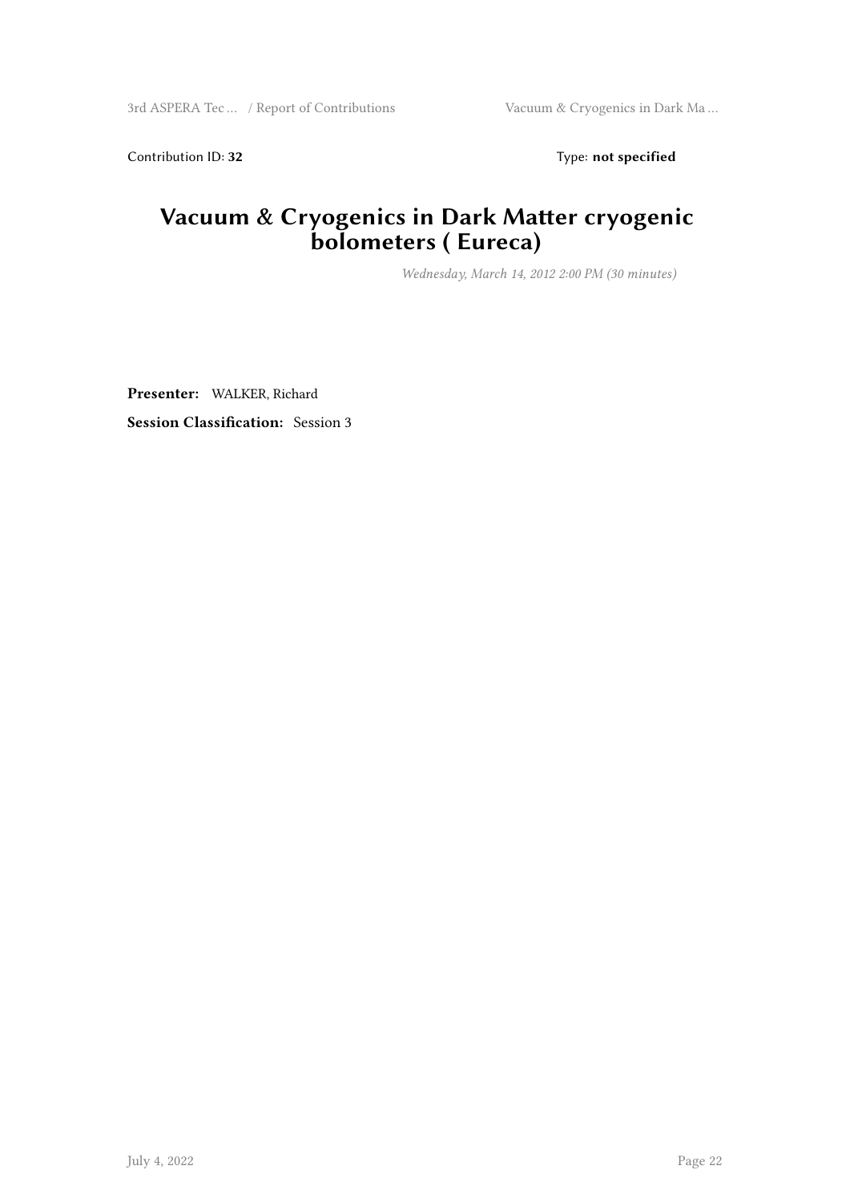Contribution ID: **32** Type: **not specified**

# Vacuum & Cryogenics in Dark Matter cryogenic bolometers ( Eureca)

*Wednesday, March 14, 2012 2:00 PM (30 minutes)*

**Presenter:** WALKER, Richard

**Session Classification:** Session 3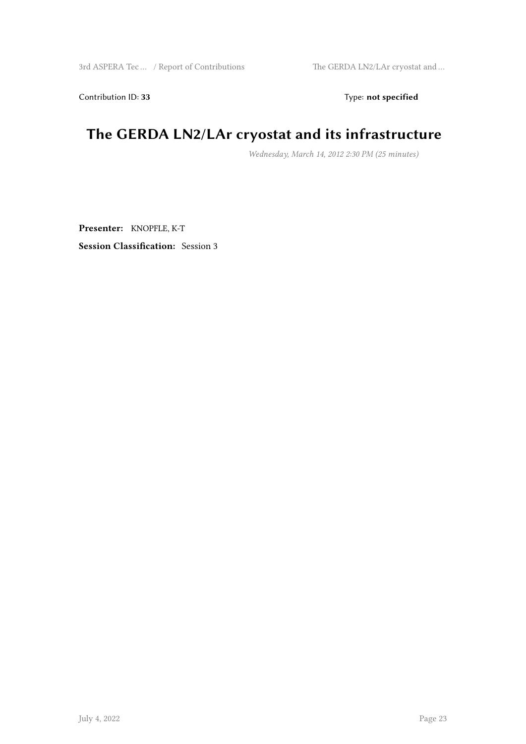Contribution ID: **33** Type: **not specified**

# The GERDA LN2/LAr cryostat and its infrastructure

*Wednesday, March 14, 2012 2:30 PM (25 minutes)*

**Presenter:** KNOPFLE, K-T

**Session Classification:** Session 3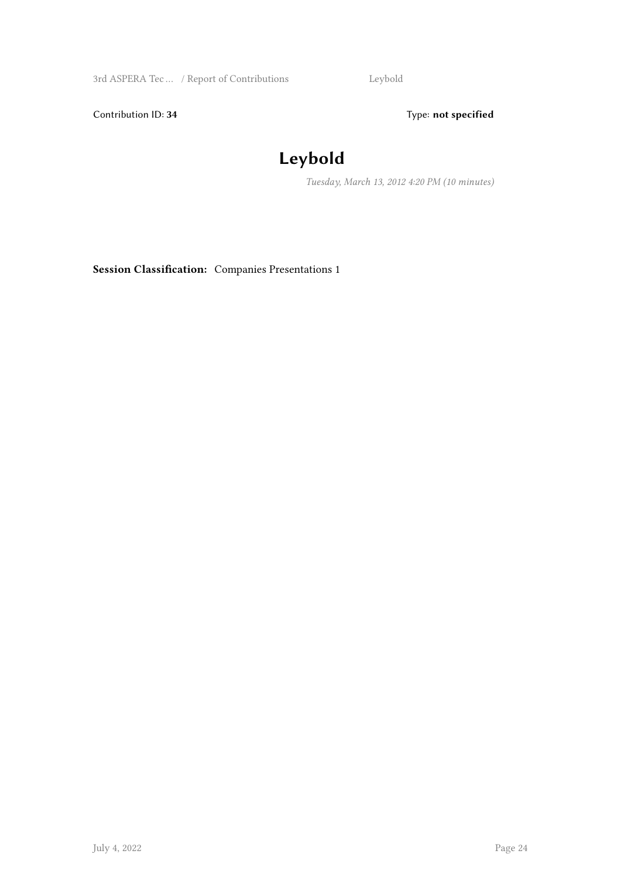Contribution ID: **34**

Type: **not specified**

# Leybold

*Tuesday, March 13, 2012 4:20 PM (10 minutes)*

**Session Classification:** Companies Presentations 1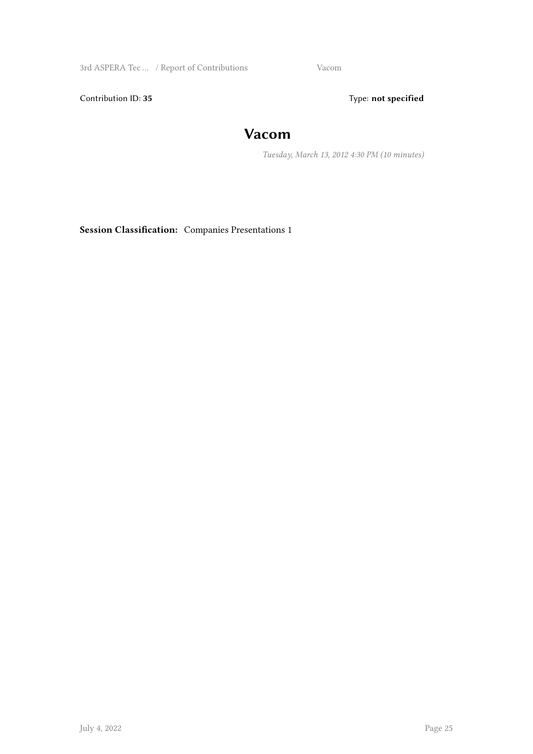Contribution ID: **35** Type: **not specified**

# Vacom

*Tuesday, March 13, 2012 4:30 PM (10 minutes)*

**Session Classification:** Companies Presentations 1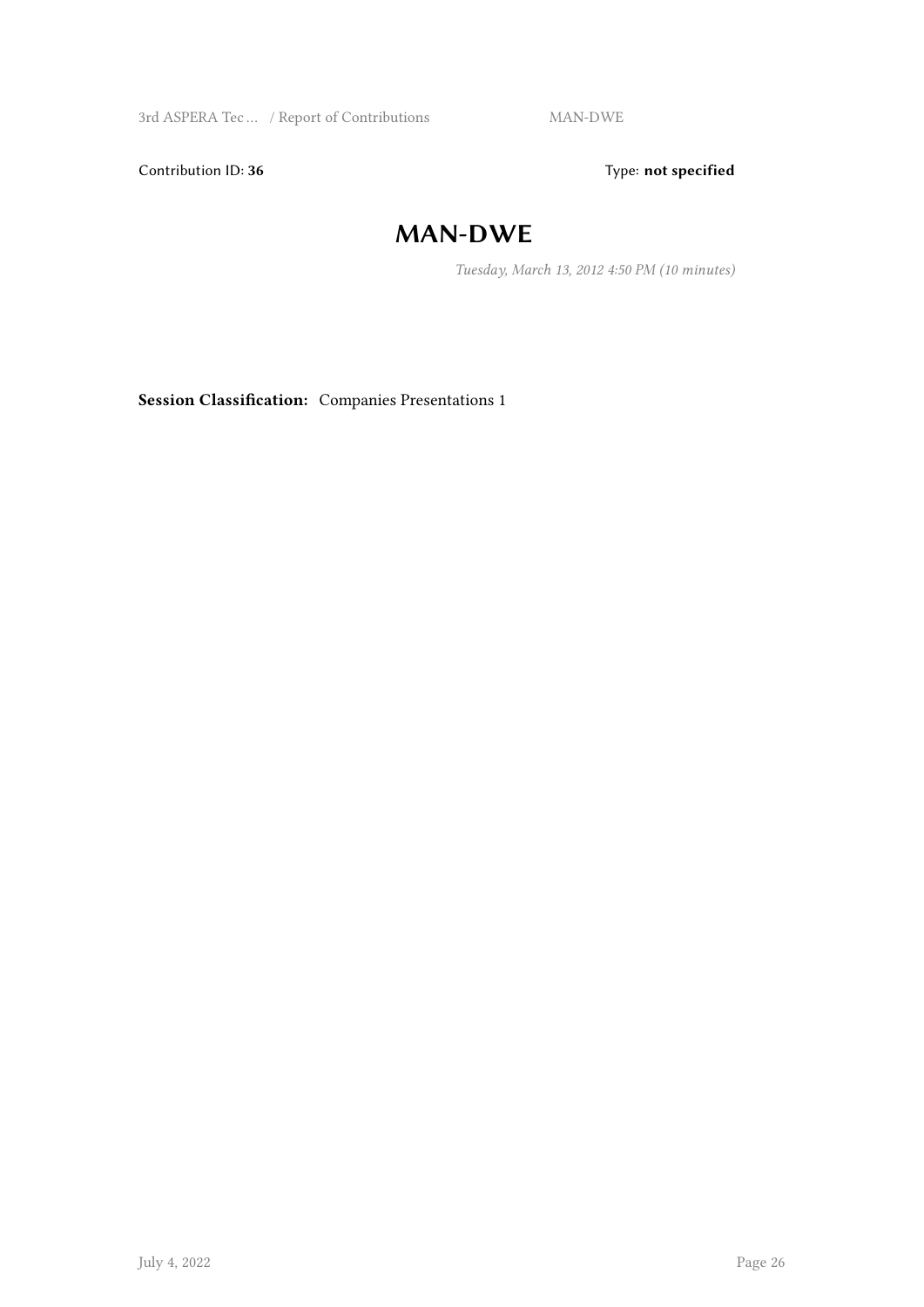Contribution ID: **36**

Type: **not specified**

# MAN-DWE

*Tuesday, March 13, 2012 4:50 PM (10 minutes)*

**Session Classification:** Companies Presentations 1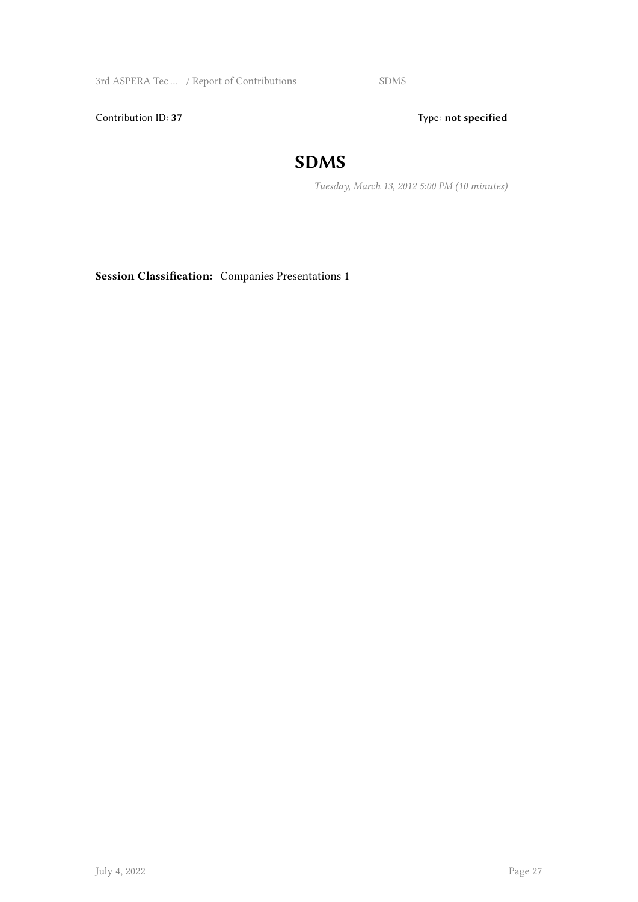Contribution ID: **37**

Type: **not specified**

# SDMS

*Tuesday, March 13, 2012 5:00 PM (10 minutes)*

**Session Classification:** Companies Presentations 1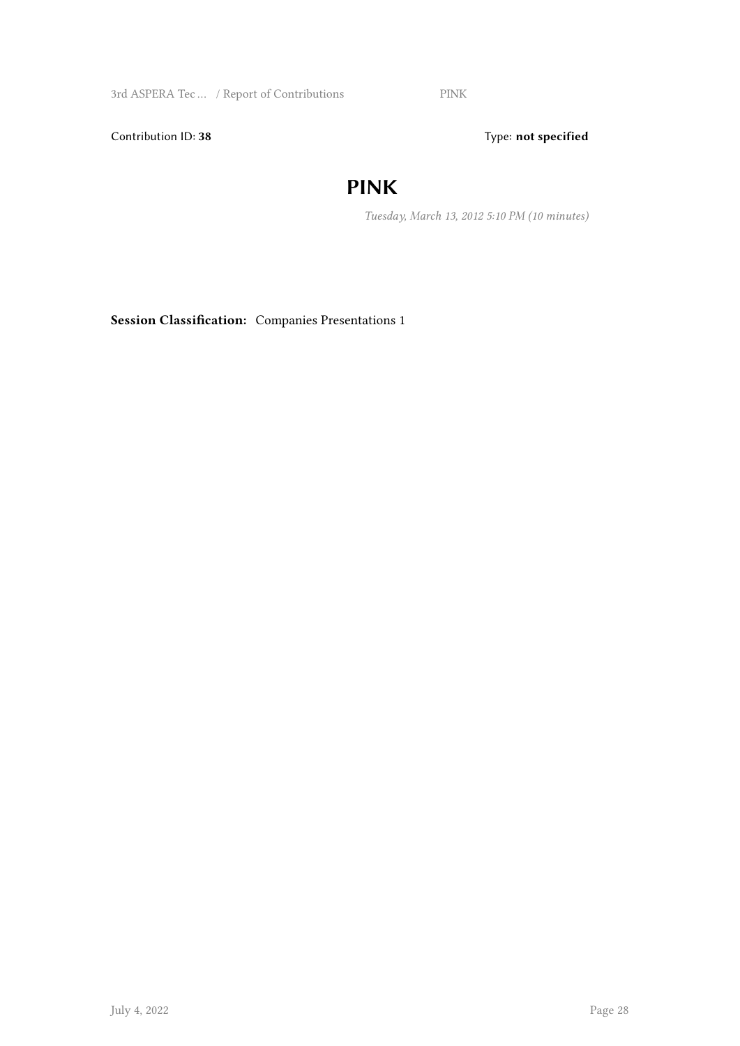Contribution ID: **38** Type: **not specified**

# PINK

*Tuesday, March 13, 2012 5:10 PM (10 minutes)*

**Session Classification:** Companies Presentations 1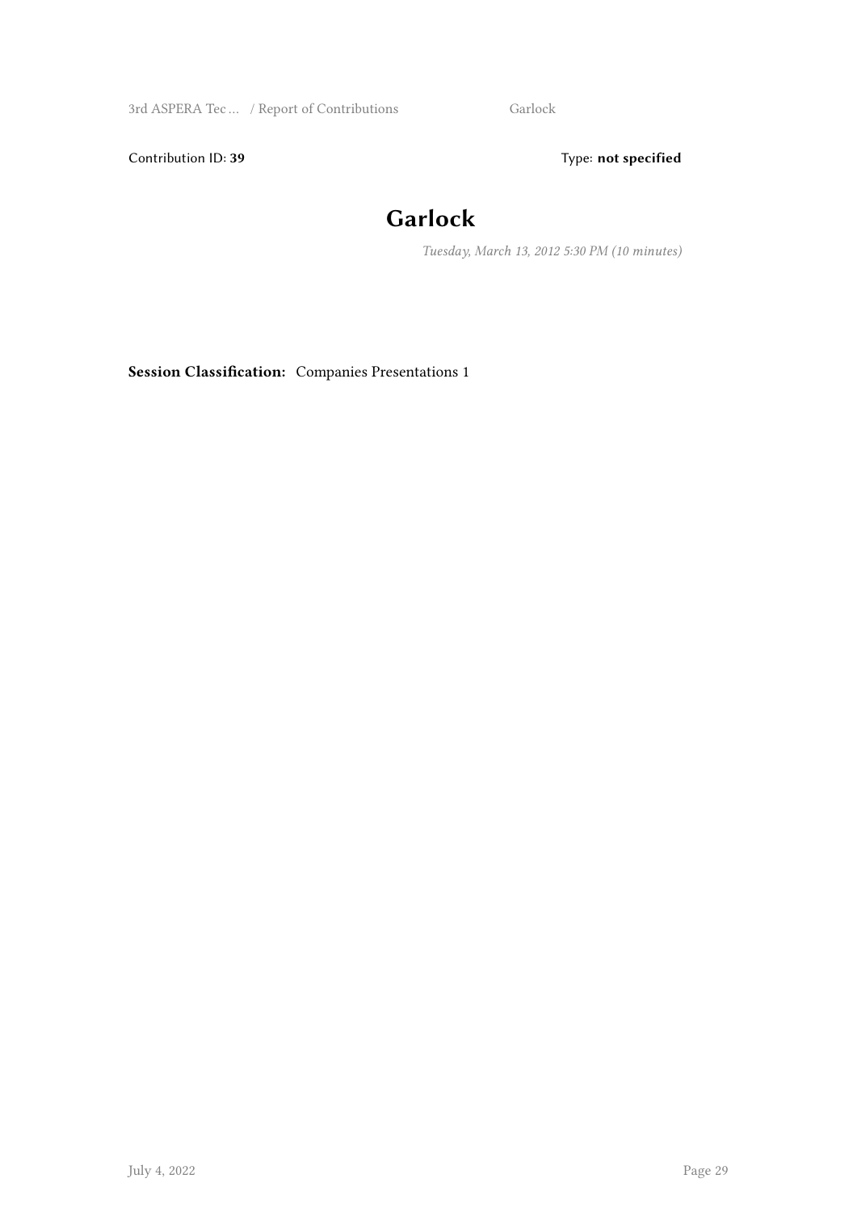Contribution ID: **39**

Type: **not specified**

# Garlock

*Tuesday, March 13, 2012 5:30 PM (10 minutes)*

**Session Classification:** Companies Presentations 1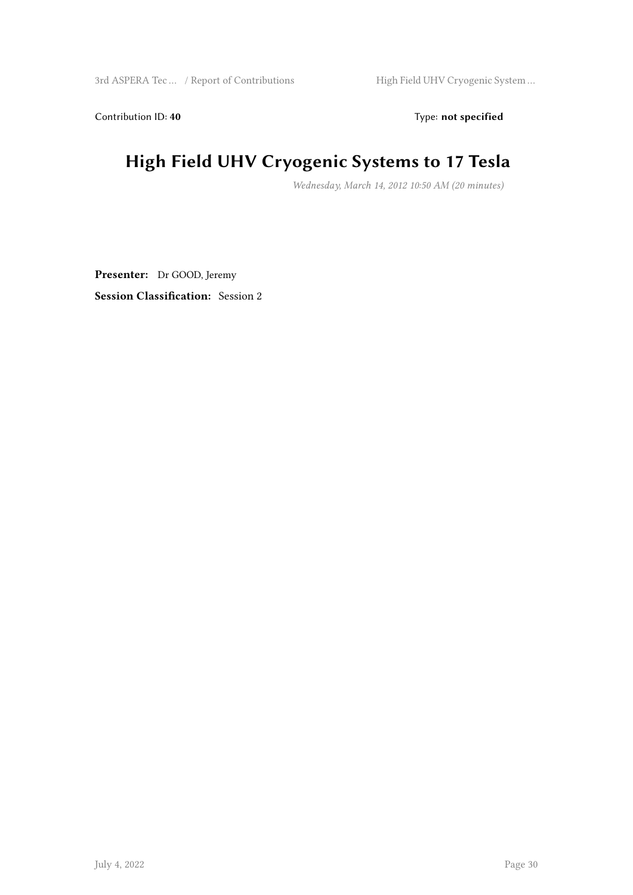Contribution ID: **40**

Type: **not specified**

# High Field UHV Cryogenic Systems to 17 Tesla

*Wednesday, March 14, 2012 10:50 AM (20 minutes)*

**Presenter:** Dr GOOD, Jeremy

**Session Classification:** Session 2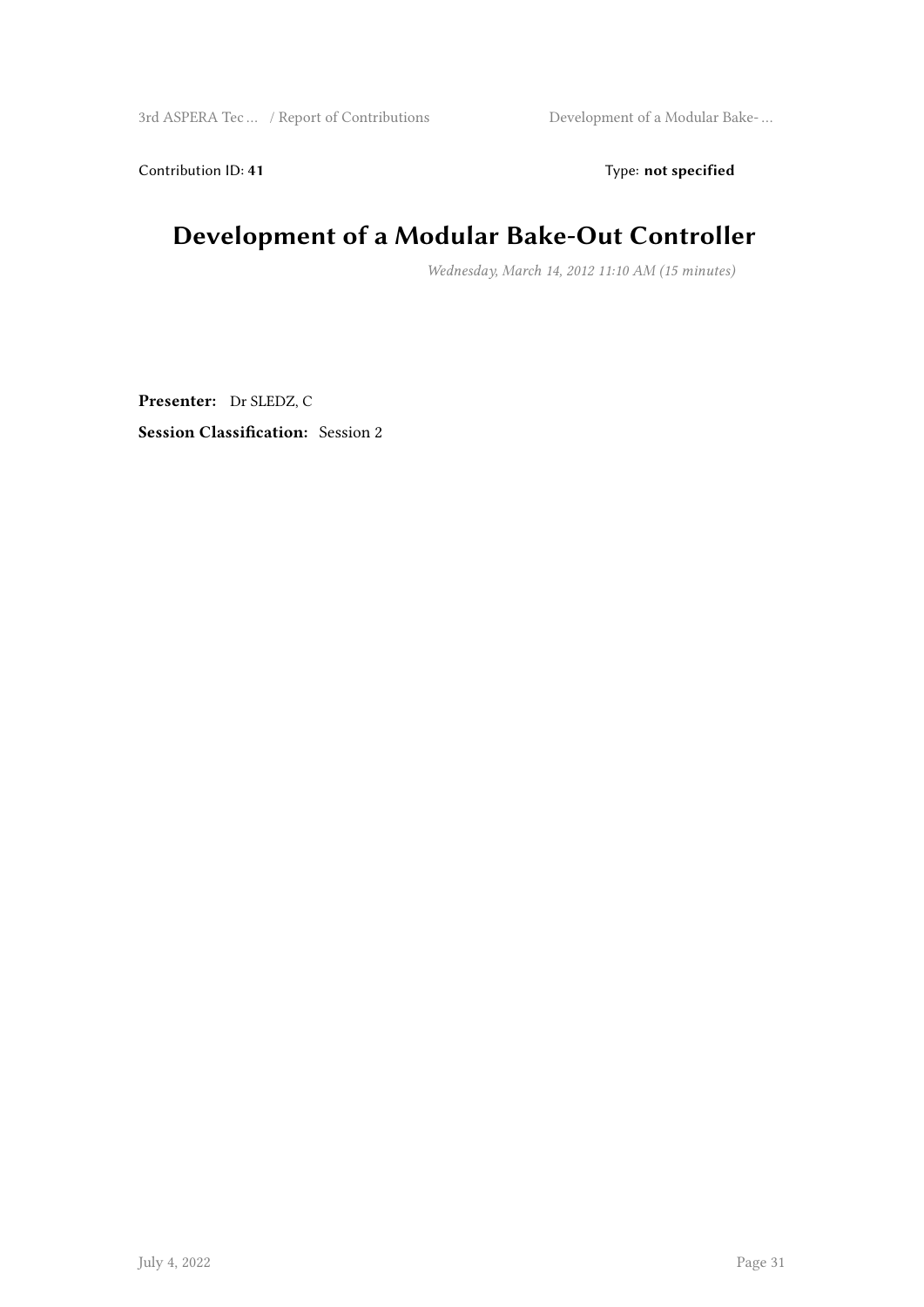Contribution ID: **41** Type: **not specified**

# Development of a Modular Bake-Out Controller

*Wednesday, March 14, 2012 11:10 AM (15 minutes)*

**Presenter:** Dr SLEDZ, C

**Session Classification:** Session 2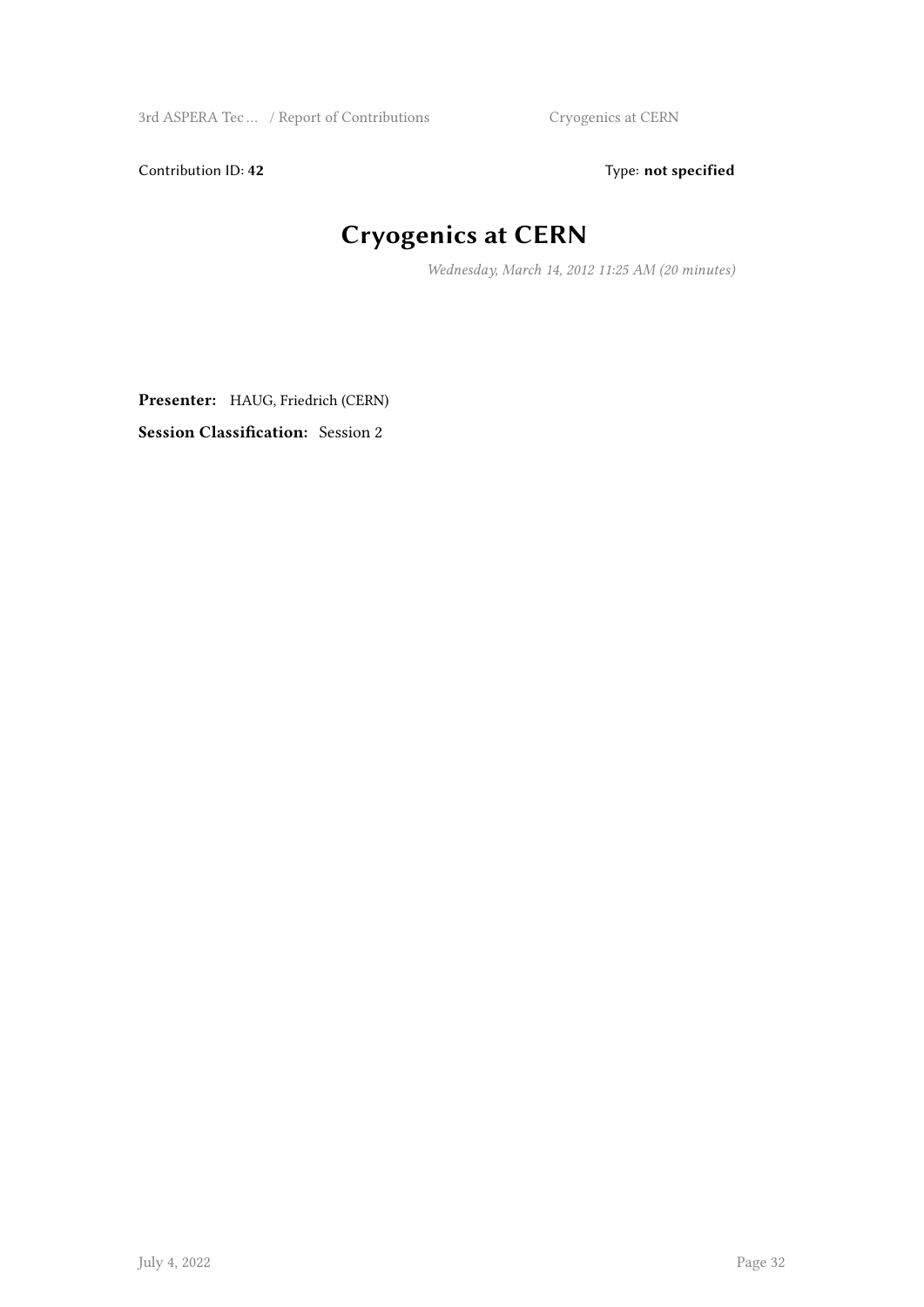Contribution ID: **42** Type: **not specified**

# Cryogenics at CERN

*Wednesday, March 14, 2012 11:25 AM (20 minutes)*

**Presenter:** HAUG, Friedrich (CERN)

**Session Classification:** Session 2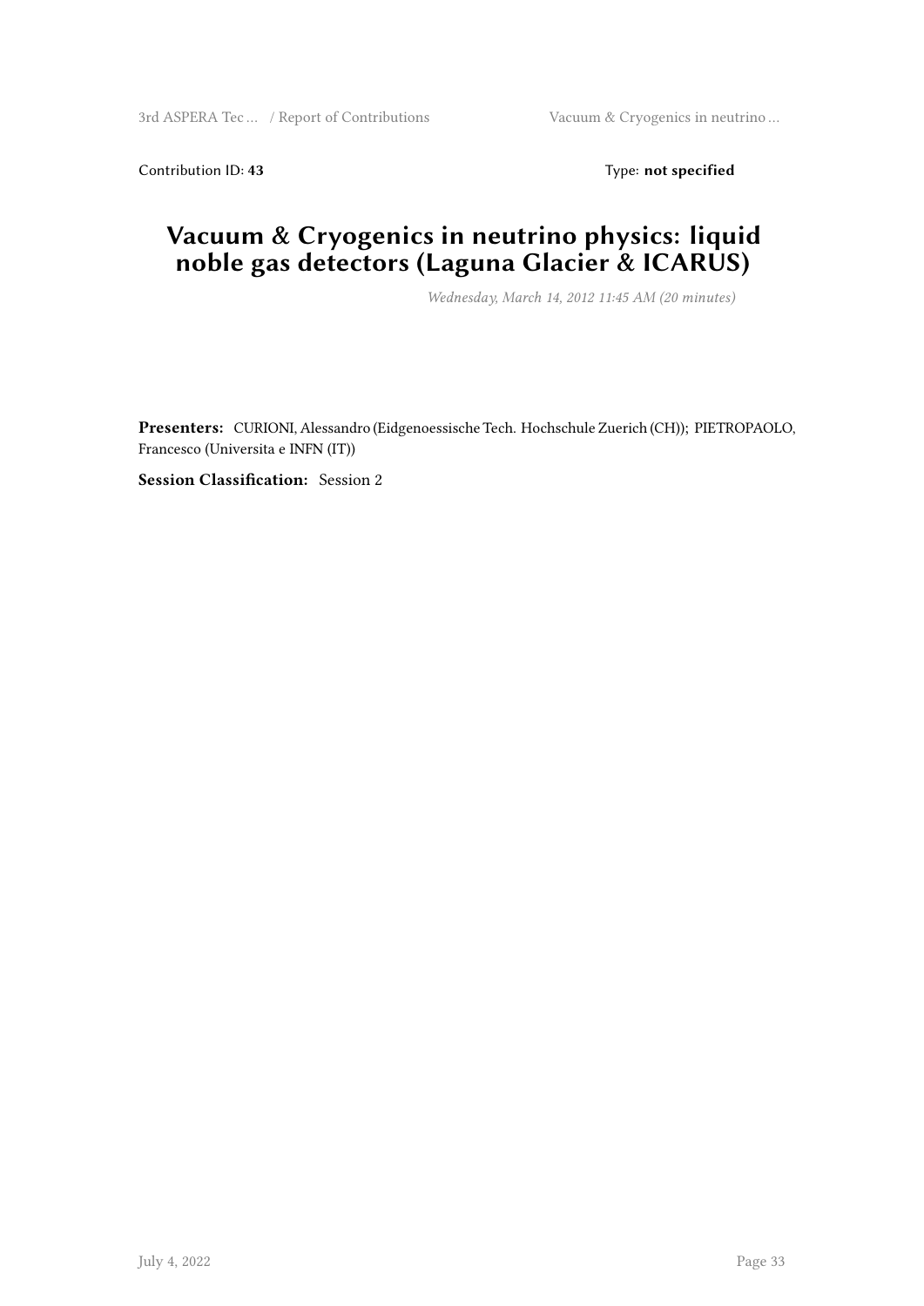Contribution ID: **43** Type: **not specified**

# Vacuum & Cryogenics in neutrino physics: liquid noble gas detectors (Laguna Glacier & ICARUS)

*Wednesday, March 14, 2012 11:45 AM (20 minutes)*

**Presenters:** CURIONI, Alessandro (Eidgenoessische Tech. Hochschule Zuerich (CH)); PIETROPAOLO, Francesco (Universita e INFN (IT))

**Session Classification:** Session 2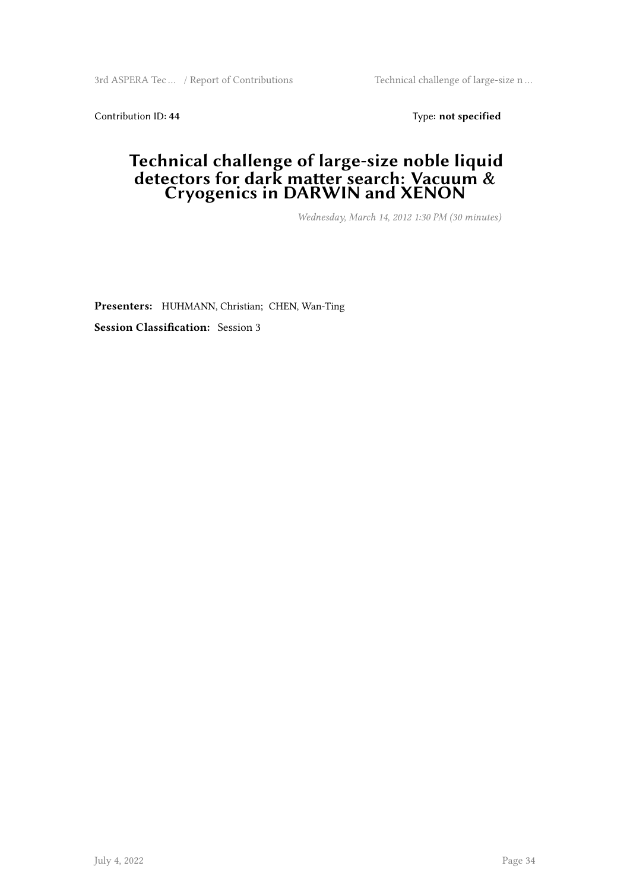Contribution ID: **44** Type: **not specified**

# Technical challenge of large-size noble liquid detectors for dark matter search: Vacuum & Cryogenics in DARWIN and XENON

*Wednesday, March 14, 2012 1:30 PM (30 minutes)*

**Presenters:** HUHMANN, Christian; CHEN, Wan-Ting

**Session Classification:** Session 3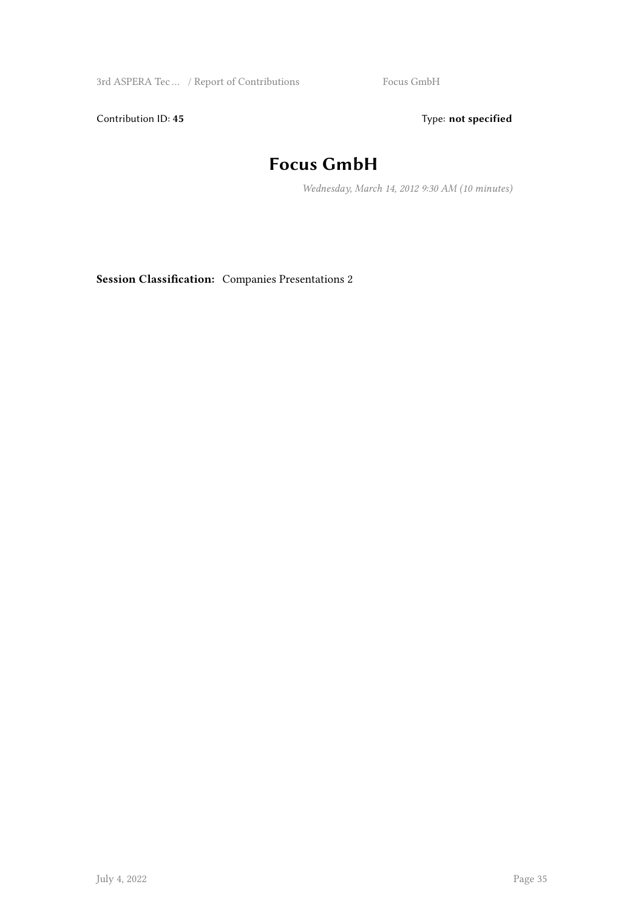Contribution ID: **45**

Type: **not specified**

# Focus GmbH

*Wednesday, March 14, 2012 9:30 AM (10 minutes)*

**Session Classification:** Companies Presentations 2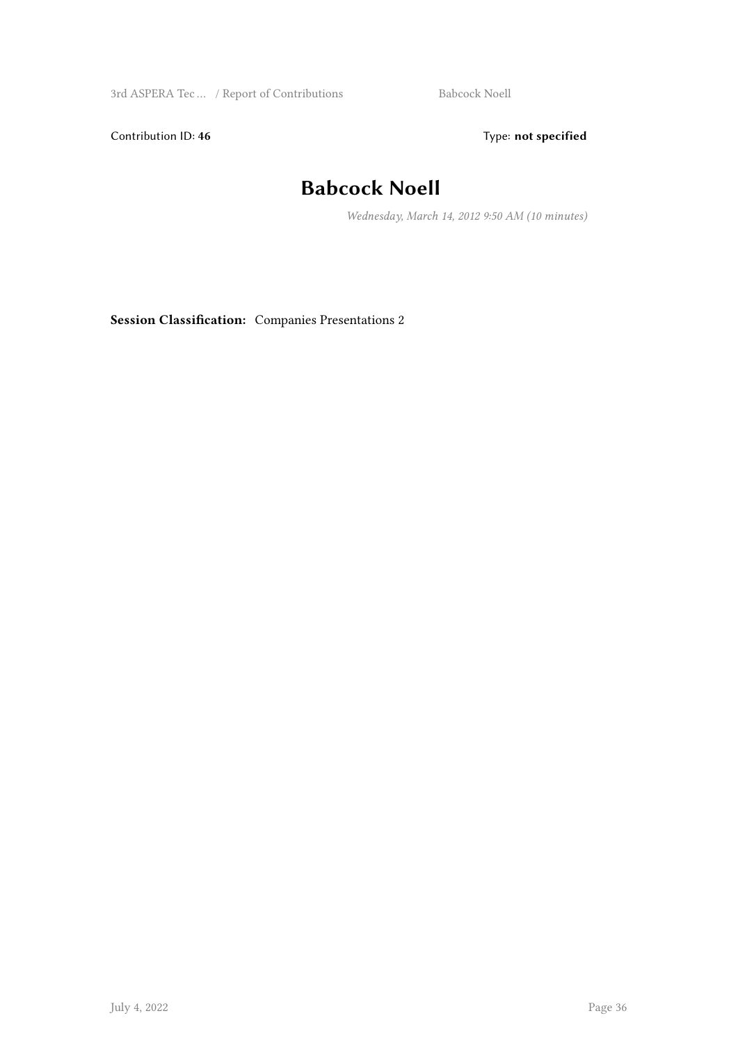Contribution ID: **46**

Type: **not specified**

# Babcock Noell

*Wednesday, March 14, 2012 9:50 AM (10 minutes)*

**Session Classification:** Companies Presentations 2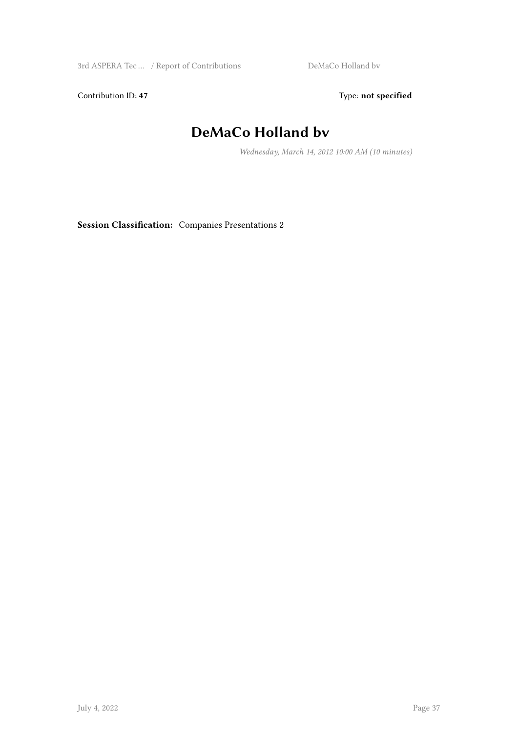Contribution ID: **47**

Type: **not specified**

# DeMaCo Holland bv

*Wednesday, March 14, 2012 10:00 AM (10 minutes)*

**Session Classification:** Companies Presentations 2